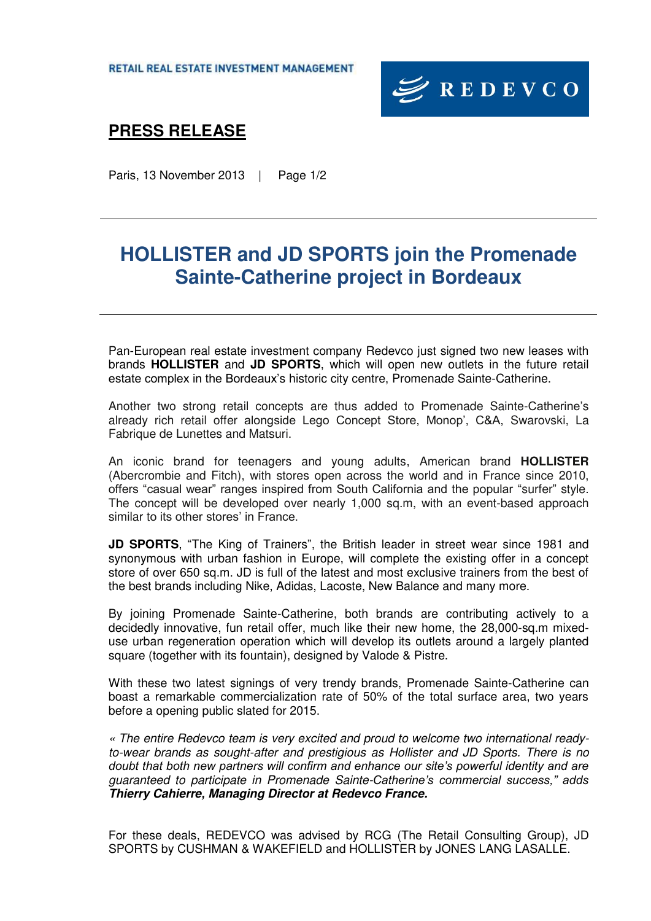RETAIL REAL ESTATE INVESTMENT MANAGEMENT

REDEVCO

# PRESS RELEASE

Paris, 13 November 2013

## HOLLISTER and JD SPORTS join the Promenade Sainte-Catherine project in Bordeaux

Pan-European real estate investment company Redevco just signed two new leases with brands **HOLLISTER** and **JD SPORTS**, which will open new outlets in the future retail estate complex in the Bordeaux's historic city centre, Promenade Sainte-Catherine.

Another two strong retail concepts are thus added to Promenade Sainte-Catherine's already rich retail offer alongside Lego Concept Store, Monop', C&A, Swarovski, La Fabrique de Lunettes and Matsuri.

An iconic brand for teenagers and young adults, American brand **HOLLISTER** (Abercrombie and Fitch), with stores open across the world and in France since 2010, offers "casual wear" ranges inspired from South California and the popular "surfer" style. The concept will be developed over nearly 1,000 sq.m, with an event-based approach similar to its other stores' in France.

**JD SPORTS**, "The King of Trainers", the British leader in street wear since 1981 and synonymous with urban fashion in Europe, will complete the existing offer in a concept store of over 650 sq.m. JD is full of the latest and most exclusive trainers from the best of the best brands including Nike, Adidas, Lacoste, New Balance and many more.

By joining Promenade Sainte-Catherine, both brands are contributing actively to a decidedly innovative, fun retail offer, much like their new home, the 28,000-sq.m mixed-use urban regeneration operation which will develop its outlets around a largely planted square (together with its fountain), designed by Valode & Pistre.

With these two latest signings of very trendy brands, Promenade Sainte-Catherine can boast a remarkable commercialization rate of 50% of the total surface area, two years before a opening public slated for 2015.

*« The entire Redevco team is very excited and proud to welcome two international ready-to-wear brands as sought-after and prestigious as Hollister and JD Sports. There is no doubt that both new partners will confirm and enhance our site's powerful identity and are guaranteed to participate in Promenade Sainte-Catherine's commercial success," adds* ***Thierry Cahierre, Managing Director at Redevco France.***

For these deals, REDEVCO was advised by RCG (The Retail Consulting Group), JD SPORTS by CUSHMAN & WAKEFIELD and HOLLISTER by JONES LANG LASALLE.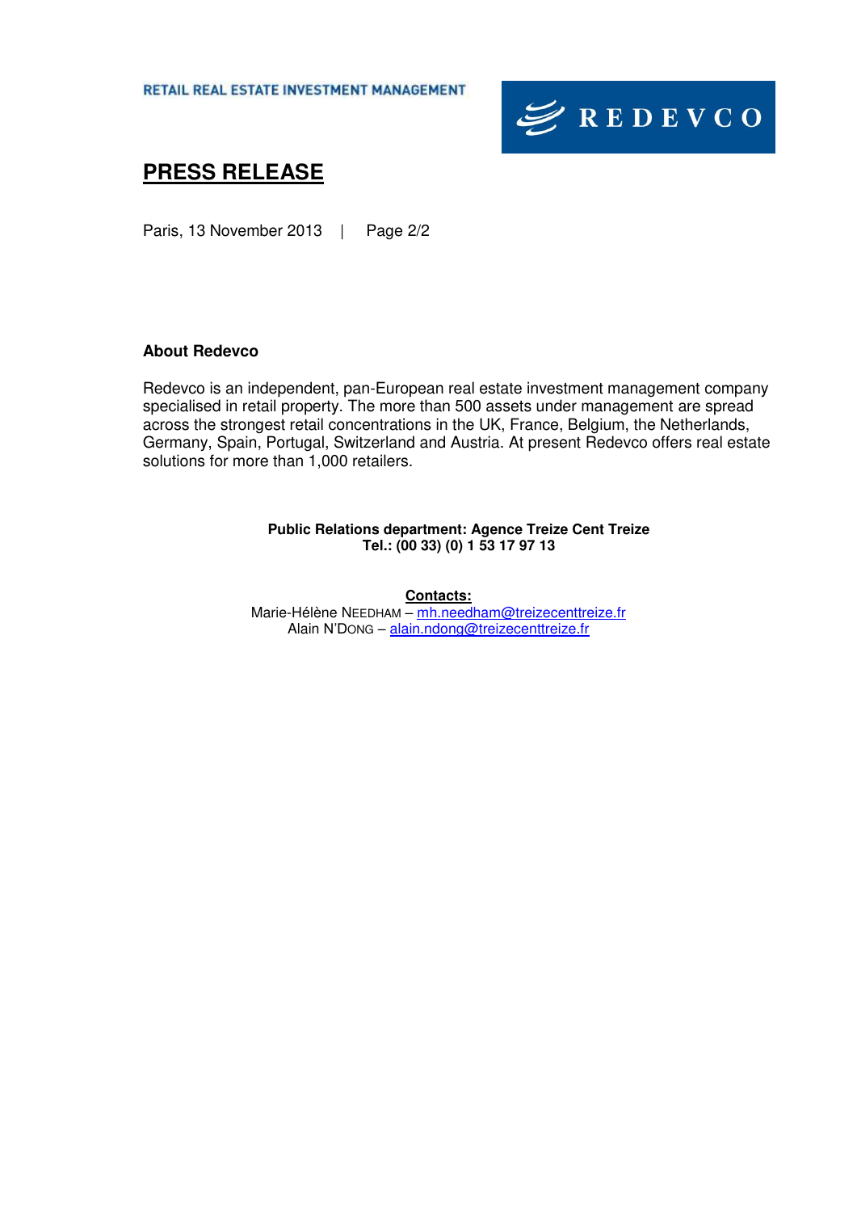RETAIL REAL ESTATE INVESTMENT MANAGEMENT

REDEVCO

# PRESS RELEASE

Paris, 13 November 2013 | Page 2/2

**About Redevco**

Redevco is an independent, pan-European real estate investment management company specialised in retail property. The more than 500 assets under management are spread across the strongest retail concentrations in the UK, France, Belgium, the Netherlands, Germany, Spain, Portugal, Switzerland and Austria. At present Redevco offers real estate solutions for more than 1,000 retailers.

**Public Relations department: Agence Treize Cent Treize**
**Tel.: (00 33) (0) 1 53 17 97 13**

**Contacts:**
Marie-Hélène NEEDHAM – mh.needham@treizecenttreize.fr
Alain N'DONG – alain.ndong@treizecenttreize.fr